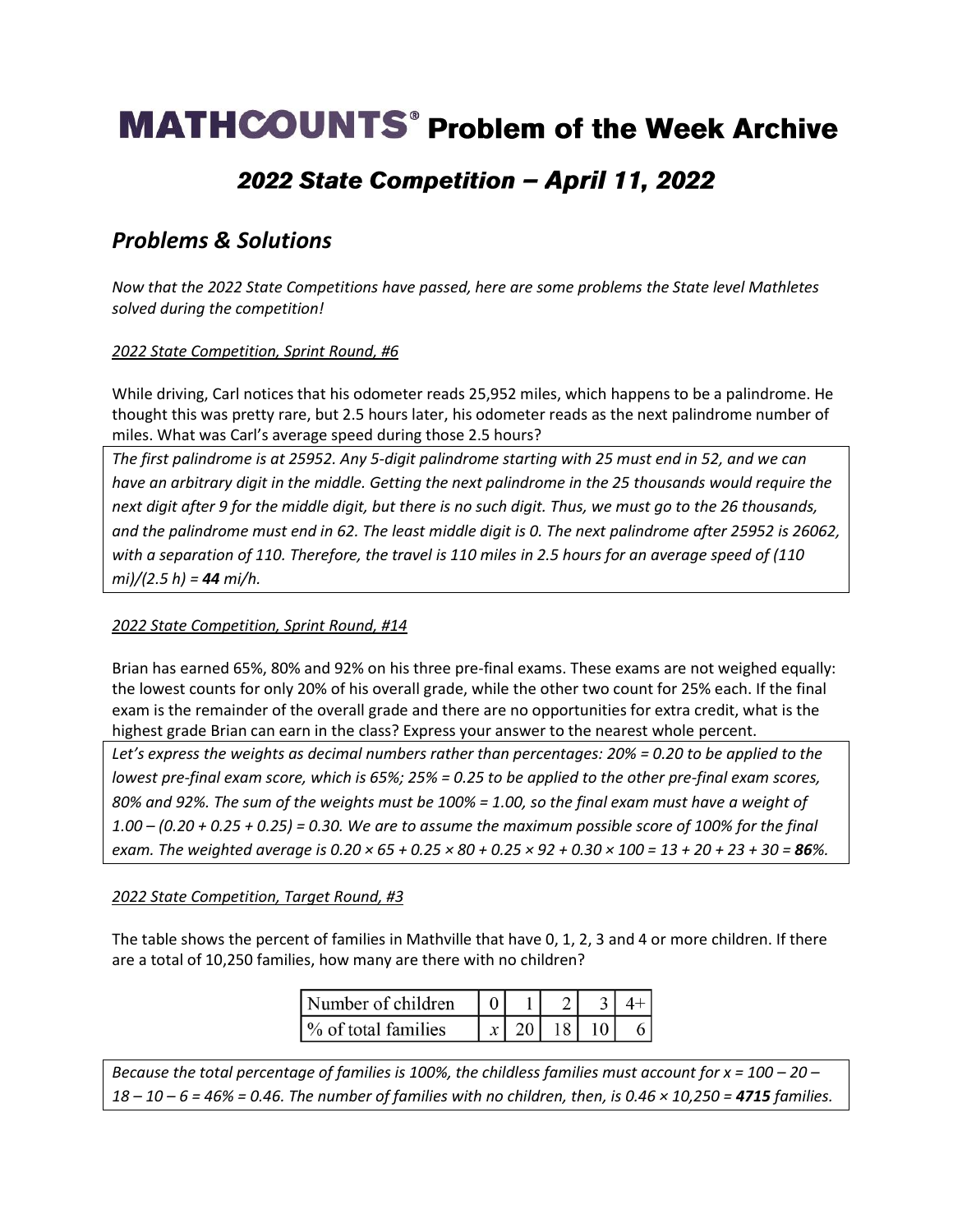# MATHCOUNTS® Problem of the Week Archive

## *2022 State Competition – April 11, 2022*

### *Problems & Solutions*

*Now that the 2022 State Competitions have passed, here are some problems the State level Mathletes solved during the competition!*

*2022 State Competition, Sprint Round, #6*

While driving, Carl notices that his odometer reads 25,952 miles, which happens to be a palindrome. He thought this was pretty rare, but 2.5 hours later, his odometer reads as the next palindrome number of miles. What was Carl's average speed during those 2.5 hours?

*The first palindrome is at 25952. Any 5-digit palindrome starting with 25 must end in 52, and we can have an arbitrary digit in the middle. Getting the next palindrome in the 25 thousands would require the next digit after 9 for the middle digit, but there is no such digit. Thus, we must go to the 26 thousands, and the palindrome must end in 62. The least middle digit is 0. The next palindrome after 25952 is 26062, with a separation of 110. Therefore, the travel is 110 miles in 2.5 hours for an average speed of (110 mi)/(2.5 h) =* ***44*** *mi/h.*

*2022 State Competition, Sprint Round, #14*

Brian has earned 65%, 80% and 92% on his three pre-final exams. These exams are not weighed equally: the lowest counts for only 20% of his overall grade, while the other two count for 25% each. If the final exam is the remainder of the overall grade and there are no opportunities for extra credit, what is the highest grade Brian can earn in the class? Express your answer to the nearest whole percent.

*Let's express the weights as decimal numbers rather than percentages: 20% = 0.20 to be applied to the lowest pre-final exam score, which is 65%; 25% = 0.25 to be applied to the other pre-final exam scores, 80% and 92%. The sum of the weights must be 100% = 1.00, so the final exam must have a weight of 1.00 – (0.20 + 0.25 + 0.25) = 0.30. We are to assume the maximum possible score of 100% for the final exam. The weighted average is 0.20 × 65 + 0.25 × 80 + 0.25 × 92 + 0.30 × 100 = 13 + 20 + 23 + 30 =* ***86****%.*

*2022 State Competition, Target Round, #3*

The table shows the percent of families in Mathville that have 0, 1, 2, 3 and 4 or more children. If there are a total of 10,250 families, how many are there with no children?

| Number of children | 0 | 1 | 2 | 3 | 4+ |
|---|---|---|---|---|---|
| % of total families | $x$ | 20 | 18 | 10 | 6 |

*Because the total percentage of families is 100%, the childless families must account for* $x$ *= 100 – 20 – 18 – 10 – 6 = 46% = 0.46. The number of families with no children, then, is 0.46 × 10,250 =* ***4715*** *families.*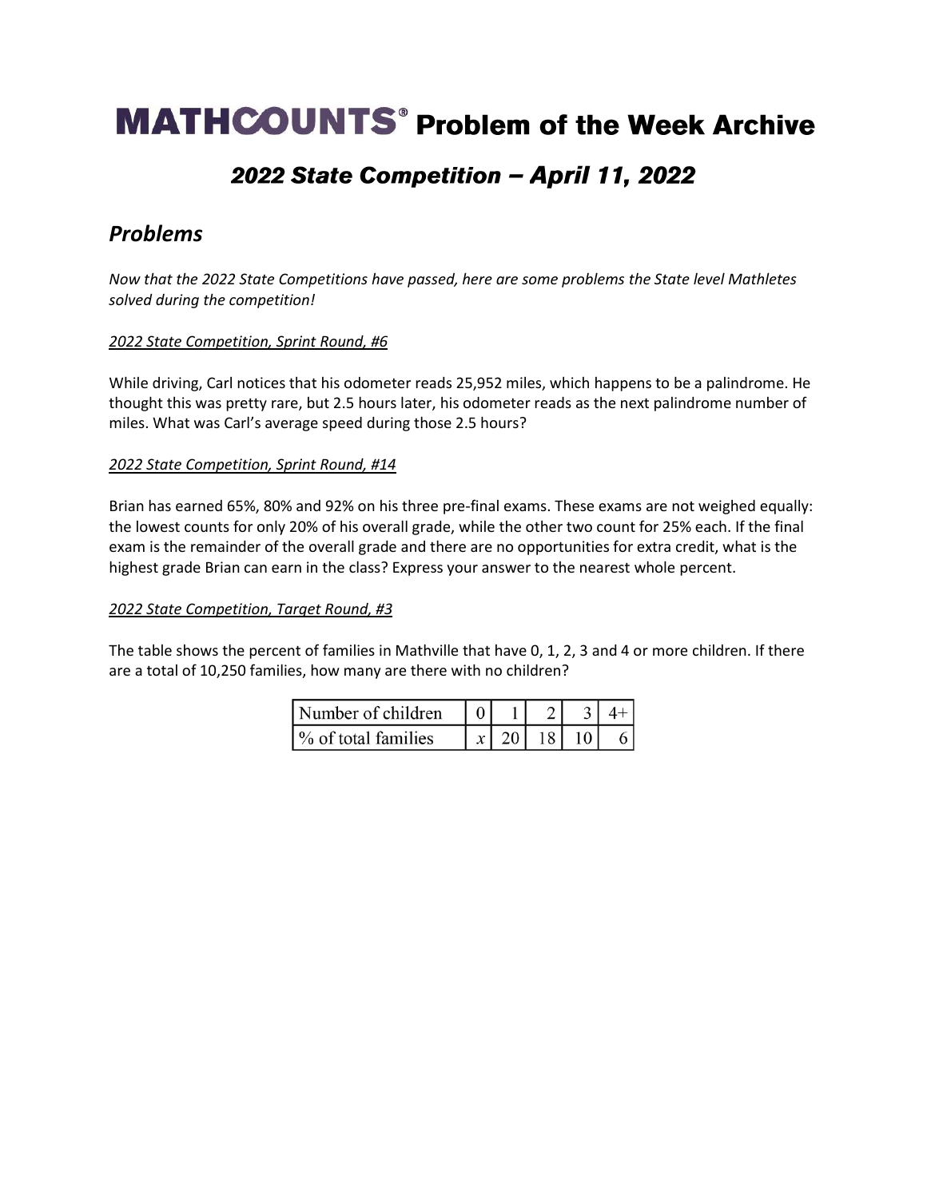# MATHCOUNTS® Problem of the Week Archive

## *2022 State Competition – April 11, 2022*

### *Problems*

*Now that the 2022 State Competitions have passed, here are some problems the State level Mathletes solved during the competition!*

2022 State Competition, Sprint Round, #6

While driving, Carl notices that his odometer reads 25,952 miles, which happens to be a palindrome. He thought this was pretty rare, but 2.5 hours later, his odometer reads as the next palindrome number of miles. What was Carl's average speed during those 2.5 hours?

2022 State Competition, Sprint Round, #14

Brian has earned 65%, 80% and 92% on his three pre-final exams. These exams are not weighed equally: the lowest counts for only 20% of his overall grade, while the other two count for 25% each. If the final exam is the remainder of the overall grade and there are no opportunities for extra credit, what is the highest grade Brian can earn in the class? Express your answer to the nearest whole percent.

2022 State Competition, Target Round, #3

The table shows the percent of families in Mathville that have 0, 1, 2, 3 and 4 or more children. If there are a total of 10,250 families, how many are there with no children?

| Number of children | 0 | 1 | 2 | 3 | 4+ |
|---|---|---|---|---|---|
| % of total families | $x$ | 20 | 18 | 10 | 6 |